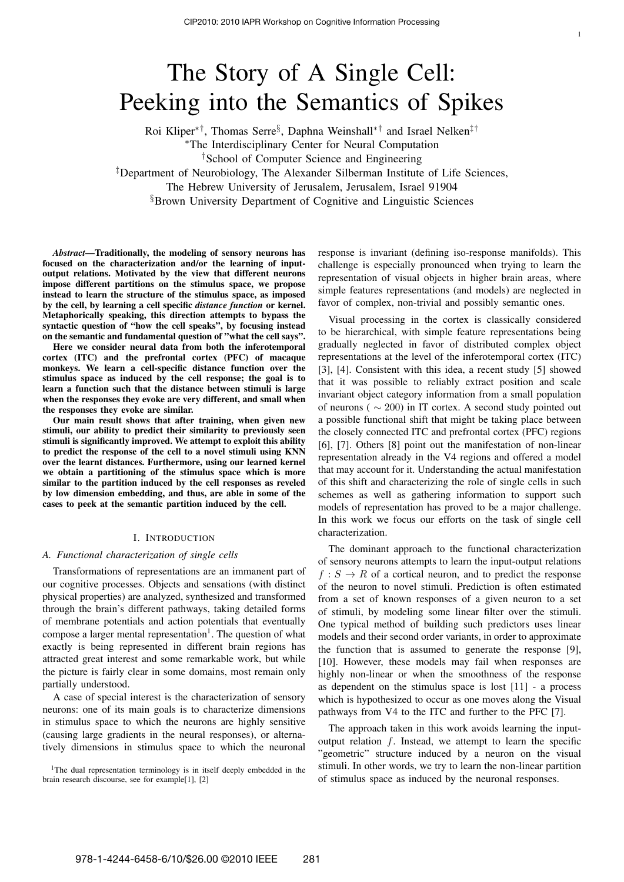# The Story of A Single Cell: Peeking into the Semantics of Spikes

Roi Kliper[∗†], Thomas Serre[§], Daphna Weinshall[∗†] and Israel Nelken[‡†]

[∗]The Interdisciplinary Center for Neural Computation

[†]School of Computer Science and Engineering

[‡]Department of Neurobiology, The Alexander Silberman Institute of Life Sciences, The Hebrew University of Jerusalem, Jerusalem, Israel 91904

[§]Brown University Department of Cognitive and Linguistic Sciences

***Abstract*—Traditionally, the modeling of sensory neurons has focused on the characterization and/or the learning of input-output relations. Motivated by the view that different neurons impose different partitions on the stimulus space, we propose instead to learn the structure of the stimulus space, as imposed by the cell, by learning a cell specific *distance function* or kernel. Metaphorically speaking, this direction attempts to bypass the syntactic question of "how the cell speaks", by focusing instead on the semantic and fundamental question of "what the cell says".**

**Here we consider neural data from both the inferotemporal cortex (ITC) and the prefrontal cortex (PFC) of macaque monkeys. We learn a cell-specific distance function over the stimulus space as induced by the cell response; the goal is to learn a function such that the distance between stimuli is large when the responses they evoke are very different, and small when the responses they evoke are similar.**

**Our main result shows that after training, when given new stimuli, our ability to predict their similarity to previously seen stimuli is significantly improved. We attempt to exploit this ability to predict the response of the cell to a novel stimuli using KNN over the learnt distances. Furthermore, using our learned kernel we obtain a partitioning of the stimulus space which is more similar to the partition induced by the cell responses as reveled by low dimension embedding, and thus, are able in some of the cases to peek at the semantic partition induced by the cell.**

## I. Introduction

### A. Functional characterization of single cells

Transformations of representations are an immanent part of our cognitive processes. Objects and sensations (with distinct physical properties) are analyzed, synthesized and transformed through the brain's different pathways, taking detailed forms of membrane potentials and action potentials that eventually compose a larger mental representation[1]. The question of what exactly is being represented in different brain regions has attracted great interest and some remarkable work, but while the picture is fairly clear in some domains, most remain only partially understood.

A case of special interest is the characterization of sensory neurons: one of its main goals is to characterize dimensions in stimulus space to which the neurons are highly sensitive (causing large gradients in the neural responses), or alternatively dimensions in stimulus space to which the neuronal response is invariant (defining iso-response manifolds). This challenge is especially pronounced when trying to learn the representation of visual objects in higher brain areas, where simple features representations (and models) are neglected in favor of complex, non-trivial and possibly semantic ones.

Visual processing in the cortex is classically considered to be hierarchical, with simple feature representations being gradually neglected in favor of distributed complex object representations at the level of the inferotemporal cortex (ITC) [3], [4]. Consistent with this idea, a recent study [5] showed that it was possible to reliably extract position and scale invariant object category information from a small population of neurons ( $\sim 200$) in IT cortex. A second study pointed out a possible functional shift that might be taking place between the closely connected ITC and prefrontal cortex (PFC) regions [6], [7]. Others [8] point out the manifestation of non-linear representation already in the V4 regions and offered a model that may account for it. Understanding the actual manifestation of this shift and characterizing the role of single cells in such schemes as well as gathering information to support such models of representation has proved to be a major challenge. In this work we focus our efforts on the task of single cell characterization.

The dominant approach to the functional characterization of sensory neurons attempts to learn the input-output relations $f : S \to R$ of a cortical neuron, and to predict the response of the neuron to novel stimuli. Prediction is often estimated from a set of known responses of a given neuron to a set of stimuli, by modeling some linear filter over the stimuli. One typical method of building such predictors uses linear models and their second order variants, in order to approximate the function that is assumed to generate the response [9], [10]. However, these models may fail when responses are highly non-linear or when the smoothness of the response as dependent on the stimulus space is lost [11] - a process which is hypothesized to occur as one moves along the Visual pathways from V4 to the ITC and further to the PFC [7].

The approach taken in this work avoids learning the input-output relation $f$. Instead, we attempt to learn the specific "geometric" structure induced by a neuron on the visual stimuli. In other words, we try to learn the non-linear partition of stimulus space as induced by the neuronal responses.

[1]The dual representation terminology is in itself deeply embedded in the brain research discourse, see for example[1], [2]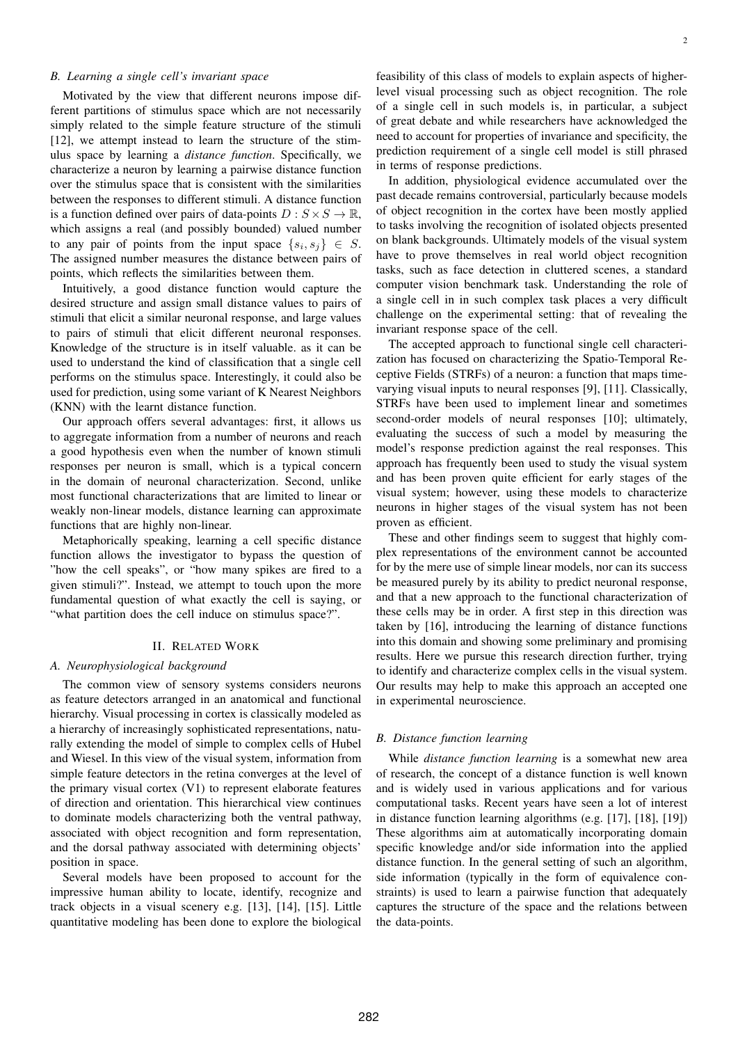### B. Learning a single cell's invariant space

Motivated by the view that different neurons impose different partitions of stimulus space which are not necessarily simply related to the simple feature structure of the stimuli [12], we attempt instead to learn the structure of the stimulus space by learning a *distance function*. Specifically, we characterize a neuron by learning a pairwise distance function over the stimulus space that is consistent with the similarities between the responses to different stimuli. A distance function is a function defined over pairs of data-points $D : S \times S \to \mathbb{R}$, which assigns a real (and possibly bounded) valued number to any pair of points from the input space $\{s_i, s_j\} \in S$. The assigned number measures the distance between pairs of points, which reflects the similarities between them.

Intuitively, a good distance function would capture the desired structure and assign small distance values to pairs of stimuli that elicit a similar neuronal response, and large values to pairs of stimuli that elicit different neuronal responses. Knowledge of the structure is in itself valuable. as it can be used to understand the kind of classification that a single cell performs on the stimulus space. Interestingly, it could also be used for prediction, using some variant of K Nearest Neighbors (KNN) with the learnt distance function.

Our approach offers several advantages: first, it allows us to aggregate information from a number of neurons and reach a good hypothesis even when the number of known stimuli responses per neuron is small, which is a typical concern in the domain of neuronal characterization. Second, unlike most functional characterizations that are limited to linear or weakly non-linear models, distance learning can approximate functions that are highly non-linear.

Metaphorically speaking, learning a cell specific distance function allows the investigator to bypass the question of "how the cell speaks", or "how many spikes are fired to a given stimuli?". Instead, we attempt to touch upon the more fundamental question of what exactly the cell is saying, or "what partition does the cell induce on stimulus space?".

## II. Related Work

### A. Neurophysiological background

The common view of sensory systems considers neurons as feature detectors arranged in an anatomical and functional hierarchy. Visual processing in cortex is classically modeled as a hierarchy of increasingly sophisticated representations, naturally extending the model of simple to complex cells of Hubel and Wiesel. In this view of the visual system, information from simple feature detectors in the retina converges at the level of the primary visual cortex (V1) to represent elaborate features of direction and orientation. This hierarchical view continues to dominate models characterizing both the ventral pathway, associated with object recognition and form representation, and the dorsal pathway associated with determining objects' position in space.

Several models have been proposed to account for the impressive human ability to locate, identify, recognize and track objects in a visual scenery e.g. [13], [14], [15]. Little quantitative modeling has been done to explore the biological feasibility of this class of models to explain aspects of higher-level visual processing such as object recognition. The role of a single cell in such models is, in particular, a subject of great debate and while researchers have acknowledged the need to account for properties of invariance and specificity, the prediction requirement of a single cell model is still phrased in terms of response predictions.

In addition, physiological evidence accumulated over the past decade remains controversial, particularly because models of object recognition in the cortex have been mostly applied to tasks involving the recognition of isolated objects presented on blank backgrounds. Ultimately models of the visual system have to prove themselves in real world object recognition tasks, such as face detection in cluttered scenes, a standard computer vision benchmark task. Understanding the role of a single cell in in such complex task places a very difficult challenge on the experimental setting: that of revealing the invariant response space of the cell.

The accepted approach to functional single cell characterization has focused on characterizing the Spatio-Temporal Receptive Fields (STRFs) of a neuron: a function that maps time-varying visual inputs to neural responses [9], [11]. Classically, STRFs have been used to implement linear and sometimes second-order models of neural responses [10]; ultimately, evaluating the success of such a model by measuring the model's response prediction against the real responses. This approach has frequently been used to study the visual system and has been proven quite efficient for early stages of the visual system; however, using these models to characterize neurons in higher stages of the visual system has not been proven as efficient.

These and other findings seem to suggest that highly complex representations of the environment cannot be accounted for by the mere use of simple linear models, nor can its success be measured purely by its ability to predict neuronal response, and that a new approach to the functional characterization of these cells may be in order. A first step in this direction was taken by [16], introducing the learning of distance functions into this domain and showing some preliminary and promising results. Here we pursue this research direction further, trying to identify and characterize complex cells in the visual system. Our results may help to make this approach an accepted one in experimental neuroscience.

### B. Distance function learning

While *distance function learning* is a somewhat new area of research, the concept of a distance function is well known and is widely used in various applications and for various computational tasks. Recent years have seen a lot of interest in distance function learning algorithms (e.g. [17], [18], [19]) These algorithms aim at automatically incorporating domain specific knowledge and/or side information into the applied distance function. In the general setting of such an algorithm, side information (typically in the form of equivalence constraints) is used to learn a pairwise function that adequately captures the structure of the space and the relations between the data-points.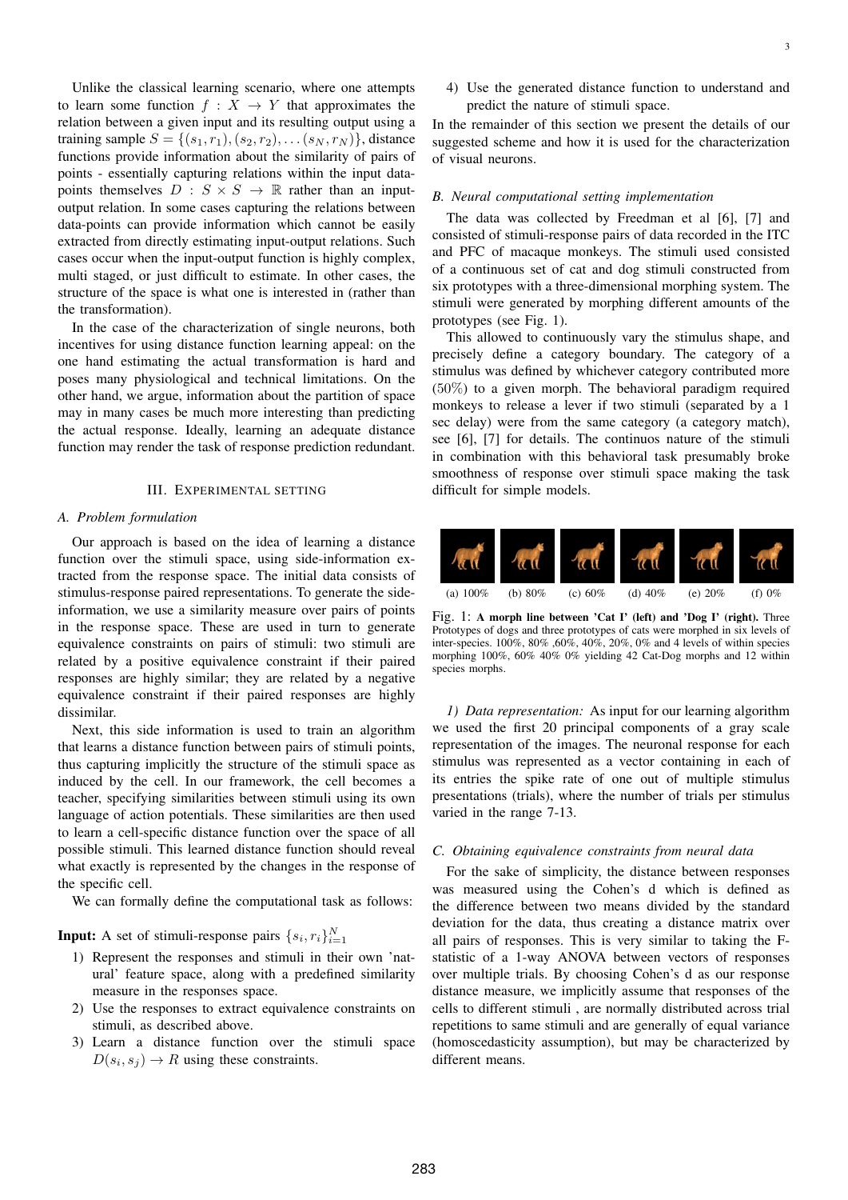Unlike the classical learning scenario, where one attempts to learn some function $f : X \to Y$ that approximates the relation between a given input and its resulting output using a training sample $S = \{(s_1, r_1), (s_2, r_2), \ldots (s_N, r_N)\}$, distance functions provide information about the similarity of pairs of points - essentially capturing relations within the input data-points themselves $D : S \times S \to \mathbb{R}$ rather than an input-output relation. In some cases capturing the relations between data-points can provide information which cannot be easily extracted from directly estimating input-output relations. Such cases occur when the input-output function is highly complex, multi staged, or just difficult to estimate. In other cases, the structure of the space is what one is interested in (rather than the transformation).

In the case of the characterization of single neurons, both incentives for using distance function learning appeal: on the one hand estimating the actual transformation is hard and poses many physiological and technical limitations. On the other hand, we argue, information about the partition of space may in many cases be much more interesting than predicting the actual response. Ideally, learning an adequate distance function may render the task of response prediction redundant.

## III. Experimental Setting

### A. Problem formulation

Our approach is based on the idea of learning a distance function over the stimuli space, using side-information extracted from the response space. The initial data consists of stimulus-response paired representations. To generate the side-information, we use a similarity measure over pairs of points in the response space. These are used in turn to generate equivalence constraints on pairs of stimuli: two stimuli are related by a positive equivalence constraint if their paired responses are highly similar; they are related by a negative equivalence constraint if their paired responses are highly dissimilar.

Next, this side information is used to train an algorithm that learns a distance function between pairs of stimuli points, thus capturing implicitly the structure of the stimuli space as induced by the cell. In our framework, the cell becomes a teacher, specifying similarities between stimuli using its own language of action potentials. These similarities are then used to learn a cell-specific distance function over the space of all possible stimuli. This learned distance function should reveal what exactly is represented by the changes in the response of the specific cell.

We can formally define the computational task as follows:

**Input:** A set of stimuli-response pairs $\{s_i, r_i\}_{i=1}^{N}$

1) Represent the responses and stimuli in their own 'natural' feature space, along with a predefined similarity measure over pairs of points in the responses space.
2) Use the responses to extract equivalence constraints on stimuli, as described above.
3) Learn a distance function over the stimuli space $D(s_i, s_j) \to R$ using these constraints.
4) Use the generated distance function to understand and predict the nature of stimuli space.

In the remainder of this section we present the details of our suggested scheme and how it is used for the characterization of visual neurons.

### B. Neural computational setting implementation

The data was collected by Freedman et al [6], [7] and consisted of stimuli-response pairs of data recorded in the ITC and PFC of macaque monkeys. The stimuli used consisted of a continuous set of cat and dog stimuli constructed from six prototypes with a three-dimensional morphing system. The stimuli were generated by morphing different amounts of the prototypes (see Fig. 1).

This allowed to continuously vary the stimulus shape, and precisely define a category boundary. The category of a stimulus was defined by whichever category contributed more (50%) to a given morph. The behavioral paradigm required monkeys to release a lever if two stimuli (separated by a 1 sec delay) were from the same category (a category match), see [6], [7] for details. The continuos nature of the stimuli in combination with this behavioral task presumably broke smoothness of response over stimuli space making the task difficult for simple models.

(a) 100% (b) 80% (c) 60% (d) 40% (e) 20% (f) 0%

Fig. 1: **A morph line between 'Cat I' (left) and 'Dog I' (right).** Three Prototypes of dogs and three prototypes of cats were morphed in six levels of inter-species. 100%, 80% ,60%, 40%, 20%, 0% and 4 levels of within species morphing 100%, 60% 40% 0% yielding 42 Cat-Dog morphs and 12 within species morphs.

*1) Data representation:* As input for our learning algorithm we used the first 20 principal components of a gray scale representation of the images. The neuronal response for each stimulus was represented as a vector containing in each of its entries the spike rate of one out of multiple stimulus presentations (trials), where the number of trials per stimulus varied in the range 7-13.

### C. Obtaining equivalence constraints from neural data

For the sake of simplicity, the distance between responses was measured using the Cohen's d which is defined as the difference between two means divided by the standard deviation for the data, thus creating a distance matrix over all pairs of responses. This is very similar to taking the F-statistic of a 1-way ANOVA between vectors of responses over multiple trials. By choosing Cohen's d as our response distance measure, we implicitly assume that responses of the cells to different stimuli , are normally distributed across trial repetitions to same stimuli and are generally of equal variance (homoscedasticity assumption), but may be characterized by different means.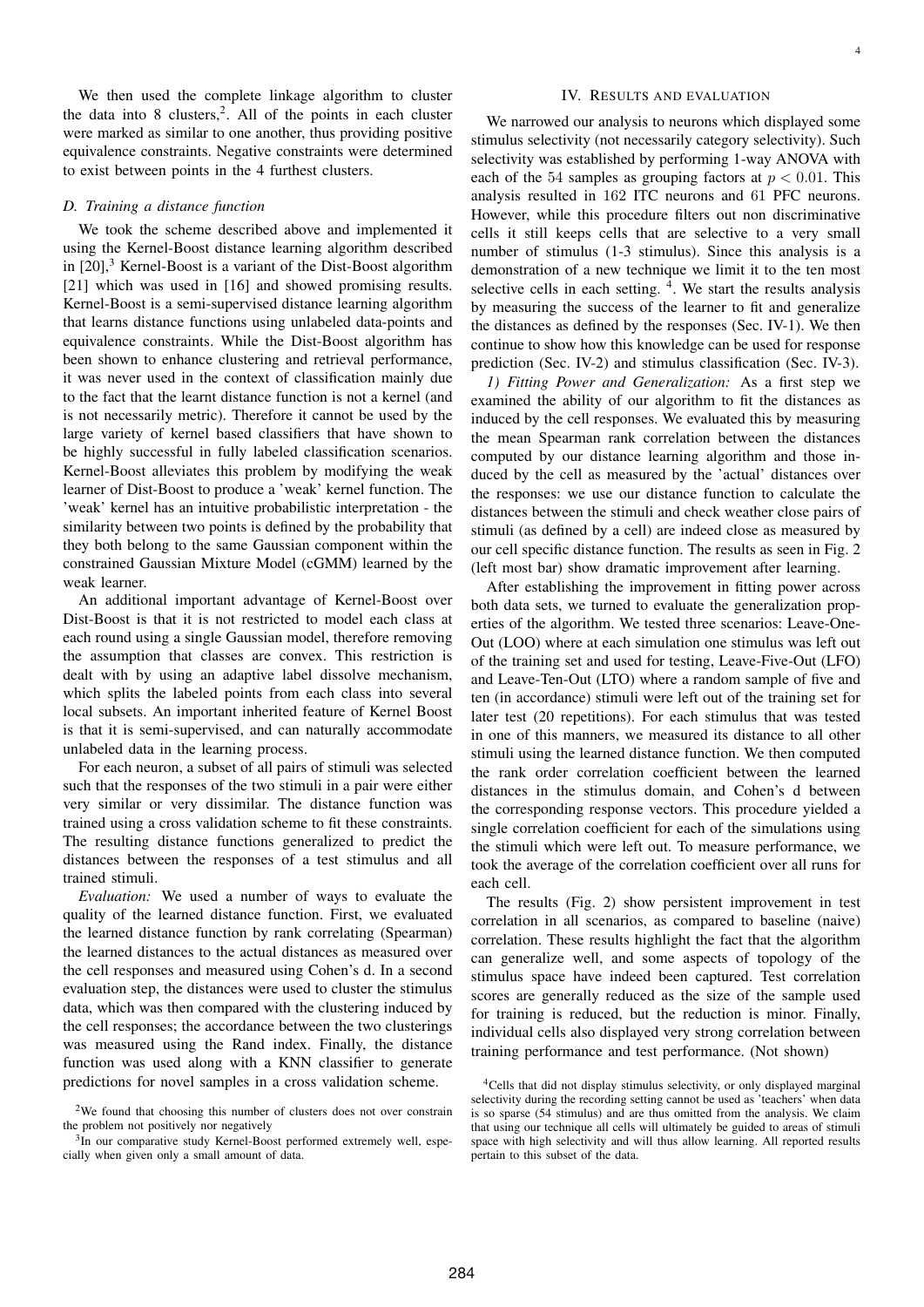We then used the complete linkage algorithm to cluster the data into 8 clusters,[2]. All of the points in each cluster were marked as similar to one another, thus providing positive equivalence constraints. Negative constraints were determined to exist between points in the 4 furthest clusters.

### D. Training a distance function

We took the scheme described above and implemented it using the Kernel-Boost distance learning algorithm described in [20],[3] Kernel-Boost is a variant of the Dist-Boost algorithm [21] which was used in [16] and showed promising results. Kernel-Boost is a semi-supervised distance learning algorithm that learns distance functions using unlabeled data-points and equivalence constraints. While the Dist-Boost algorithm has been shown to enhance clustering and retrieval performance, it was never used in the context of classification mainly due to the fact that the learnt distance function is not a kernel (and is not necessarily metric). Therefore it cannot be used by the large variety of kernel based classifiers that have shown to be highly successful in fully labeled classification scenarios. Kernel-Boost alleviates this problem by modifying the weak learner of Dist-Boost to produce a 'weak' kernel function. The 'weak' kernel has an intuitive probabilistic interpretation - the similarity between two points is defined by the probability that they both belong to the same Gaussian component within the constrained Gaussian Mixture Model (cGMM) learned by the weak learner.

An additional important advantage of Kernel-Boost over Dist-Boost is that it is not restricted to model each class at each round using a single Gaussian model, therefore removing the assumption that classes are convex. This restriction is dealt with by using an adaptive label dissolve mechanism, which splits the labeled points from each class into several local subsets. An important inherited feature of Kernel Boost is that it is semi-supervised, and can naturally accommodate unlabeled data in the learning process.

For each neuron, a subset of all pairs of stimuli was selected such that the responses of the two stimuli in a pair were either very similar or very dissimilar. The distance function was trained using a cross validation scheme to fit these constraints. The resulting distance functions generalized to predict the distances between the responses of a test stimulus and all trained stimuli.

*Evaluation:* We used a number of ways to evaluate the quality of the learned distance function. First, we evaluated the learned distance function by rank correlating (Spearman) the learned distances to the actual distances as measured over the cell responses and measured using Cohen's d. In a second evaluation step, the distances were used to cluster the stimulus data, which was then compared with the clustering induced by the cell responses; the accordance between the two clusterings was measured using the Rand index. Finally, the distance function was used along with a KNN classifier to generate predictions for novel samples in a cross validation scheme.

[2]We found that choosing this number of clusters does not over constrain the problem not positively nor negatively

[3]In our comparative study Kernel-Boost performed extremely well, especially when given only a small amount of data.

## IV. Results and evaluation

We narrowed our analysis to neurons which displayed some stimulus selectivity (not necessarily category selectivity). Such selectivity was established by performing 1-way ANOVA with each of the $54$ samples as grouping factors at $p < 0.01$. This analysis resulted in $162$ ITC neurons and $61$ PFC neurons. However, while this procedure filters out non discriminative cells it still keeps cells that are selective to a very small number of stimulus (1-3 stimulus). Since this analysis is a demonstration of a new technique we limit it to the ten most selective cells in each setting. [4]. We start the results analysis by measuring the success of the learner to fit and generalize the distances as defined by the responses (Sec. IV-1). We then continue to show how this knowledge can be used for response prediction (Sec. IV-2) and stimulus classification (Sec. IV-3).

*1) Fitting Power and Generalization:* As a first step we examined the ability of our algorithm to fit the distances as induced by the cell responses. We evaluated this by measuring the mean Spearman rank correlation between the distances computed by our distance learning algorithm and those induced by the cell as measured by the 'actual' distances over the responses: we use our distance function to calculate the distances between the stimuli and check weather close pairs of stimuli (as defined by a cell) are indeed close as measured by our cell specific distance function. The results as seen in Fig. 2 (left most bar) show dramatic improvement after learning.

After establishing the improvement in fitting power across both data sets, we turned to evaluate the generalization properties of the algorithm. We tested three scenarios: Leave-One-Out (LOO) where at each simulation one stimulus was left out of the training set and used for testing, Leave-Five-Out (LFO) and Leave-Ten-Out (LTO) where a random sample of five and ten (in accordance) stimuli were left out of the training set for later test (20 repetitions). For each stimulus that was tested in one of this manners, we measured its distance to all other stimuli using the learned distance function. We then computed the rank order correlation coefficient between the learned distances in the stimulus domain, and Cohen's d between the corresponding response vectors. This procedure yielded a single correlation coefficient for each of the simulations using the stimuli which were left out. To measure performance, we took the average of the correlation coefficient over all runs for each cell.

The results (Fig. 2) show persistent improvement in test correlation in all scenarios, as compared to baseline (naive) correlation. These results highlight the fact that the algorithm can generalize well, and some aspects of topology of the stimulus space have indeed been captured. Test correlation scores are generally reduced as the size of the sample used for training is reduced, but the reduction is minor. Finally, individual cells also displayed very strong correlation between training performance and test performance. (Not shown)

[4]Cells that did not display stimulus selectivity, or only displayed marginal selectivity during the recording setting cannot be used as 'teachers' when data is so sparse (54 stimulus) and are thus omitted from the analysis. We claim that using our technique all cells will ultimately be guided to areas of stimuli space with high selectivity and will thus allow learning. All reported results pertain to this subset of the data.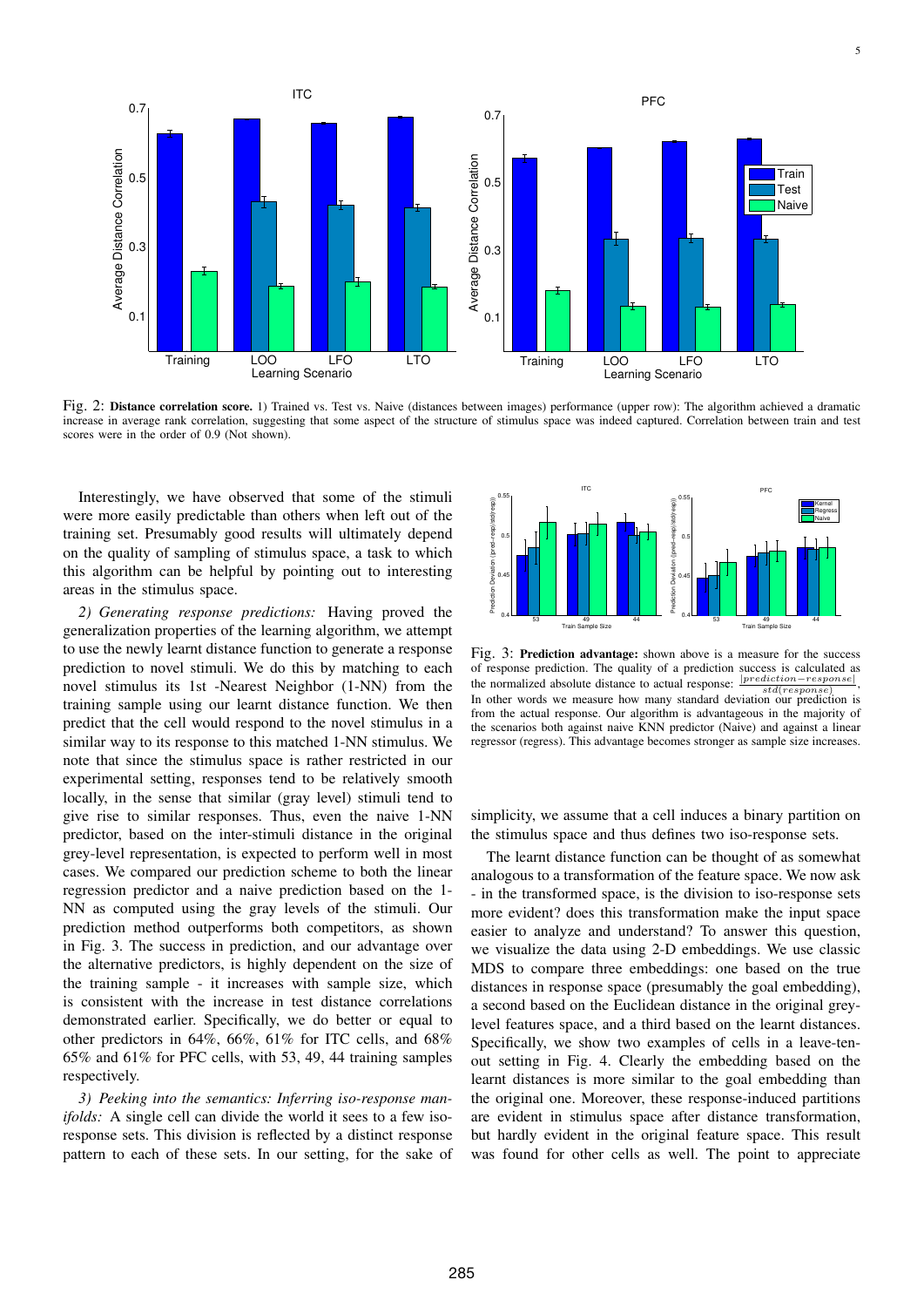Fig. 2: **Distance correlation score.** 1) Trained vs. Test vs. Naive (distances between images) performance (upper row): The algorithm achieved a dramatic increase in average rank correlation, suggesting that some aspect of the structure of stimulus space was indeed captured. Correlation between train and test scores were in the order of 0.9 (Not shown).

Interestingly, we have observed that some of the stimuli were more easily predictable than others when left out of the training set. Presumably good results will ultimately depend on the quality of sampling of stimulus space, a task to which this algorithm can be helpful by pointing out interesting areas in the stimulus space.

*2) Generating response predictions:* Having proved the generalization properties of the learning algorithm, we attempt to use the newly learnt distance function to generate a response prediction to novel stimuli. We do this by matching to each novel stimulus its 1st -Nearest Neighbor (1-NN) from the training sample using our learnt distance function. We then predict that the cell would respond to the novel stimulus in a similar way to its response to this matched 1-NN stimulus. We note that since the stimulus space is rather restricted in our experimental setting, responses tend to be relatively smooth locally, in the sense that similar (gray level) stimuli tend to give rise to similar responses. Thus, even the naive 1-NN predictor, based on the inter-stimuli distance in the original grey-level representation, is expected to perform well in most cases. We compared our prediction scheme to both the linear regression predictor and a naive prediction based on the 1-NN as computed using the gray levels of the stimuli. Our prediction method outperforms both competitors, as shown in Fig. 3. The success in prediction, and our advantage over the alternative predictors, is highly dependent on the size of the training sample - it increases with sample size, which is consistent with the increase in test distance correlations demonstrated earlier. Specifically, we do better or equal to other predictors in 64%, 66%, 61% for ITC cells, and 68% 65% and 61% for PFC cells, with 53, 49, 44 training samples respectively.

*3) Peeking into the semantics: Inferring iso-response manifolds:* A single cell can divide the world it sees to a few iso-response sets. This division is reflected by a distinct response pattern to each of these sets. In our setting, for the sake of simplicity, we assume that a cell induces a binary partition on the stimulus space and thus defines two iso-response sets.

Fig. 3: **Prediction advantage:** shown above is a measure for the success of response prediction. The quality of a prediction success is calculated as the normalized absolute distance to actual response: $\frac{|prediction-response|}{std(response)}$. In other words we measure how many standard deviation our prediction is from the actual response. Our algorithm is advantageous in the majority of the scenarios both against naive KNN predictor (Naive) and against a linear regressor (regress). This advantage becomes stronger as sample size increases.

The learnt distance function can be thought of as somewhat analogous to a transformation of the feature space. We now ask - in the transformed space, is the division to iso-response sets more evident? does this transformation make the input space easier to analyze and understand? To answer this question, we visualize the data using 2-D embeddings. We use classic MDS to compare three embeddings: one based on the true distances in response space (presumably the goal embedding), a second based on the Euclidean distance in the original grey-level features space, and a third based on the learnt distances. Specifically, we show two examples of cells in a leave-ten-out setting in Fig. 4. Clearly the embedding based on the learnt distances is more similar to the goal embedding than the original one. Moreover, these response-induced partitions are evident in stimulus space after distance transformation, but hardly evident in the original feature space. This result was found for other cells as well. The point to appreciate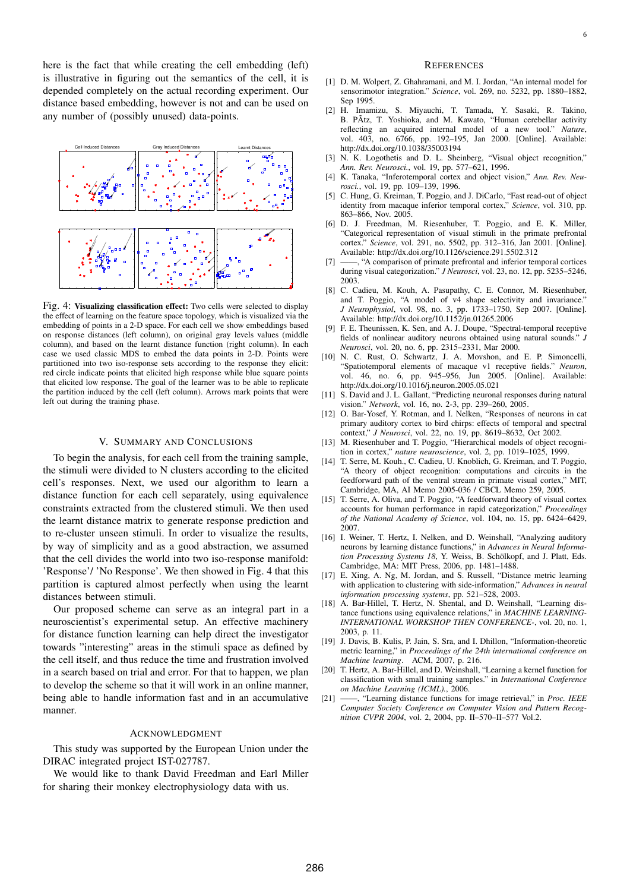here is the fact that while creating the cell embedding (left) is illustrative in figuring out the semantics of the cell, it is depended completely on the actual recording experiment. Our distance based embedding, however is not and can be used on any number of (possibly unused) data-points.

Cell Induced Distances

Gray Induced Distances

Learnt Distances

Fig. 4: **Visualizing classification effect:** Two cells were selected to display the effect of learning on the feature space topology, which is visualized via the embedding of points in a 2-D space. For each cell we show embeddings based on response distances (left column), on original gray levels values (middle column), and based on the learnt distance function (right column). In each case we used classic MDS to embed the data points in 2-D. Points were partitioned into two iso-response sets according to the response they elicit: red circle indicate points that elicited high response while blue square points that elicited low response. The goal of the learner was to be able to replicate the partition induced by the cell (left column). Arrows mark points that were left out during the training phase.

## V. Summary and Conclusions

To begin the analysis, for each cell from the training sample, the stimuli were divided to N clusters according to the elicited cell's responses. Next, we used our algorithm to learn a distance function for each cell separately, using equivalence constraints extracted from the clustered stimuli. We then used the learnt distance matrix to generate response prediction and to re-cluster unseen stimuli. In order to visualize the results, by way of simplicity and as a good abstraction, we assumed that the cell divides the world into two iso-response manifold: 'Response'/ 'No Response'. We then showed in Fig. 4 that this partition is captured almost perfectly when using the learnt distances between stimuli.

Our proposed scheme can serve as an integral part in a neuroscientist's experimental setup. An effective machinery for distance function learning can help direct the investigator towards "interesting" areas in the stimuli space as defined by the cell itself, and thus reduce the time and frustration involved in a search based on trial and error. For that to happen, we plan to develop the scheme so that it will work in an online manner, being able to handle information fast and in an accumulative manner.

## Acknowledgment

This study was supported by the European Union under the DIRAC integrated project IST-027787.

We would like to thank David Freedman and Earl Miller for sharing their monkey electrophysiology data with us.

## References

[1] D. M. Wolpert, Z. Ghahramani, and M. I. Jordan, "An internal model for sensorimotor integration." *Science*, vol. 269, no. 5232, pp. 1880–1882, Sep 1995.

[2] H. Imamizu, S. Miyauchi, T. Tamada, Y. Sasaki, R. Takino, B. PÃtz, T. Yoshioka, and M. Kawato, "Human cerebellar activity reflecting an acquired internal model of a new tool." *Nature*, vol. 403, no. 6766, pp. 192–195, Jan 2000. [Online]. Available: http://dx.doi.org/10.1038/35003194

[3] N. K. Logothetis and D. L. Sheinberg, "Visual object recognition," *Ann. Rev. Neurosci.*, vol. 19, pp. 577–621, 1996.

[4] K. Tanaka, "Inferotemporal cortex and object vision," *Ann. Rev. Neurosci.*, vol. 19, pp. 109–139, 1996.

[5] C. Hung, G. Kreiman, T. Poggio, and J. DiCarlo, "Fast read-out of object identity from macaque inferior temporal cortex," *Science*, vol. 310, pp. 863–866, Nov. 2005.

[6] D. J. Freedman, M. Riesenhuber, T. Poggio, and E. K. Miller, "Categorical representation of visual stimuli in the primate prefrontal cortex." *Science*, vol. 291, no. 5502, pp. 312–316, Jan 2001. [Online]. Available: http://dx.doi.org/10.1126/science.291.5502.312

[7] ——, "A comparison of primate prefrontal and inferior temporal cortices during visual categorization." *J Neurosci*, vol. 23, no. 12, pp. 5235–5246, 2003.

[8] C. Cadieu, M. Kouh, A. Pasupathy, C. E. Connor, M. Riesenhuber, and T. Poggio, "A model of v4 shape selectivity and invariance." *J Neurophysiol*, vol. 98, no. 3, pp. 1733–1750, Sep 2007. [Online]. Available: http://dx.doi.org/10.1152/jn.01265.2006

[9] F. E. Theunissen, K. Sen, and A. J. Doupe, "Spectral-temporal receptive fields of nonlinear auditory neurons obtained using natural sounds." *J Neurosci*, vol. 20, no. 6, pp. 2315–2331, Mar 2000.

[10] N. C. Rust, O. Schwartz, J. A. Movshon, and E. P. Simoncelli, "Spatiotemporal elements of macaque v1 receptive fields." *Neuron*, vol. 46, no. 6, pp. 945–956, Jun 2005. [Online]. Available: http://dx.doi.org/10.1016/j.neuron.2005.05.021

[11] S. David and J. L. Gallant, "Predicting neuronal responses during natural vision." *Network*, vol. 16, no. 2-3, pp. 239–260, 2005.

[12] O. Bar-Yosef, Y. Rotman, and I. Nelken, "Responses of neurons in cat primary auditory cortex to bird chirps: effects of temporal and spectral context," *J Neurosci*, vol. 22, no. 19, pp. 8619–8632, Oct 2002.

[13] M. Riesenhuber and T. Poggio, "Hierarchical models of object recognition in cortex," *nature neuroscience*, vol. 2, pp. 1019–1025, 1999.

[14] T. Serre, M. Kouh., C. Cadieu, U. Knoblich, G. Kreiman, and T. Poggio, "A theory of object recognition: computations and circuits in the feedforward path of the ventral stream in primate visual cortex," MIT, Cambridge, MA, AI Memo 2005-036 / CBCL Memo 259, 2005.

[15] T. Serre, A. Oliva, and T. Poggio, "A feedforward theory of visual cortex accounts for human performance in rapid categorization," *Proceedings of the National Academy of Science*, vol. 104, no. 15, pp. 6424–6429, 2007.

[16] I. Weiner, T. Hertz, I. Nelken, and D. Weinshall, "Analyzing auditory neurons by learning distance functions," in *Advances in Neural Information Processing Systems 18*, Y. Weiss, B. Schölkopf, and J. Platt, Eds. Cambridge, MA: MIT Press, 2006, pp. 1481–1488.

[17] E. Xing, A. Ng, M. Jordan, and S. Russell, "Distance metric learning with application to clustering with side-information," *Advances in neural information processing systems*, pp. 521–528, 2003.

[18] A. Bar-Hillel, T. Hertz, N. Shental, and D. Weinshall, "Learning distance functions using equivalence relations," in *MACHINE LEARNING-INTERNATIONAL WORKSHOP THEN CONFERENCE-*, vol. 20, no. 1, 2003, p. 11.

[19] J. Davis, B. Kulis, P. Jain, S. Sra, and I. Dhillon, "Information-theoretic metric learning," in *Proceedings of the 24th international conference on Machine learning*. ACM, 2007, p. 216.

[20] T. Hertz, A. Bar-Hillel, and D. Weinshall, "Learning a kernel function for classification with small training samples." in *International Conference on Machine Learning (ICML).*, 2006.

[21] ——, "Learning distance functions for image retrieval," in *Proc. IEEE Computer Society Conference on Computer Vision and Pattern Recognition CVPR 2004*, vol. 2, 2004, pp. II–570–II–577 Vol.2.